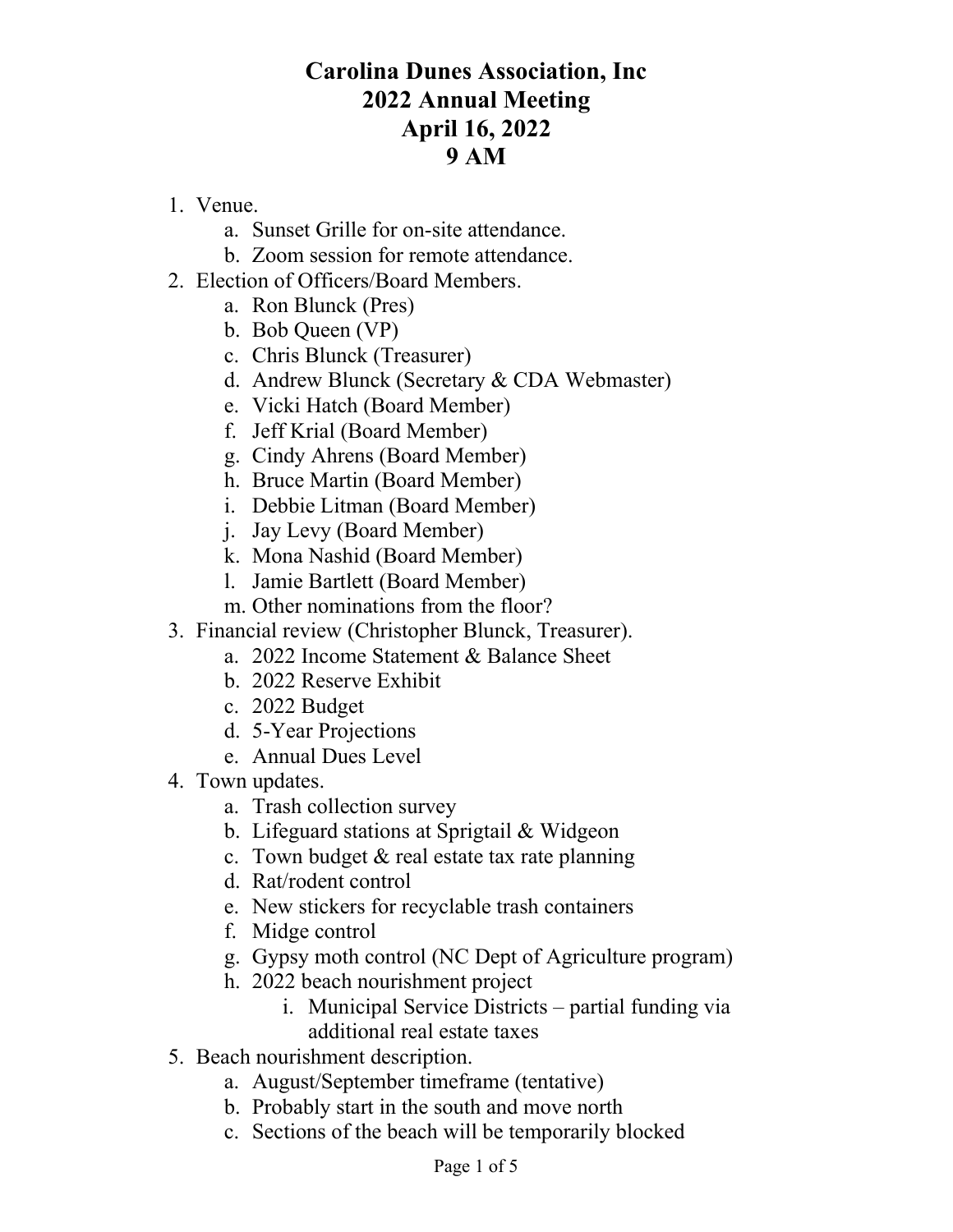# Carolina Dunes Association, Inc
# 2022 Annual Meeting
# April 16, 2022
# 9 AM

1. Venue.
   a. Sunset Grille for on-site attendance.
   b. Zoom session for remote attendance.
2. Election of Officers/Board Members.
   a. Ron Blunck (Pres)
   b. Bob Queen (VP)
   c. Chris Blunck (Treasurer)
   d. Andrew Blunck (Secretary & CDA Webmaster)
   e. Vicki Hatch (Board Member)
   f. Jeff Krial (Board Member)
   g. Cindy Ahrens (Board Member)
   h. Bruce Martin (Board Member)
   i. Debbie Litman (Board Member)
   j. Jay Levy (Board Member)
   k. Mona Nashid (Board Member)
   l. Jamie Bartlett (Board Member)
   m. Other nominations from the floor?
3. Financial review (Christopher Blunck, Treasurer).
   a. 2022 Income Statement & Balance Sheet
   b. 2022 Reserve Exhibit
   c. 2022 Budget
   d. 5-Year Projections
   e. Annual Dues Level
4. Town updates.
   a. Trash collection survey
   b. Lifeguard stations at Sprigtail & Widgeon
   c. Town budget & real estate tax rate planning
   d. Rat/rodent control
   e. New stickers for recyclable trash containers
   f. Midge control
   g. Gypsy moth control (NC Dept of Agriculture program)
   h. 2022 beach nourishment project
      i. Municipal Service Districts – partial funding via additional real estate taxes
5. Beach nourishment description.
   a. August/September timeframe (tentative)
   b. Probably start in the south and move north
   c. Sections of the beach will be temporarily blocked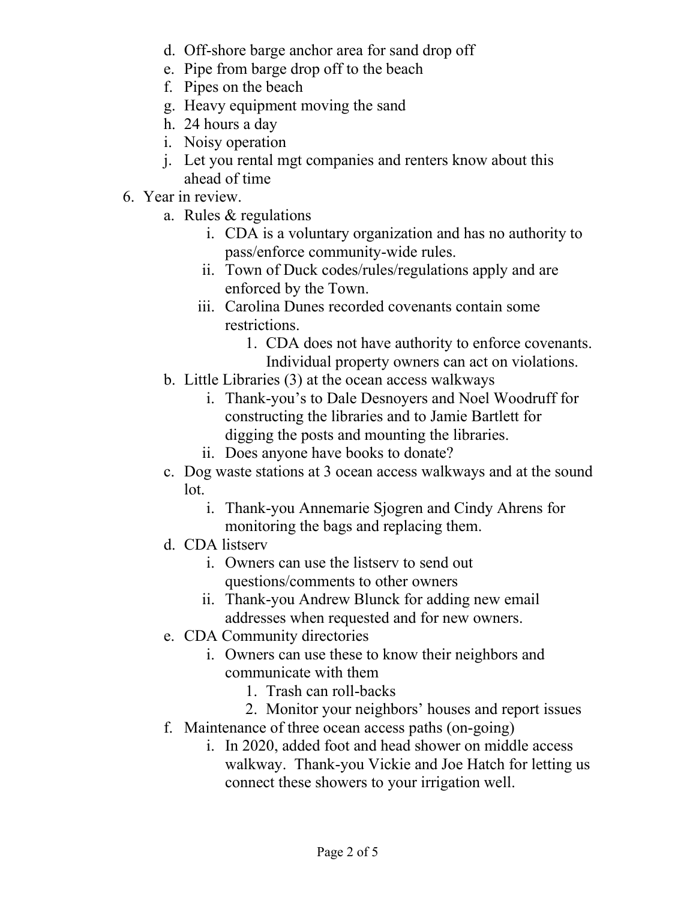d. Off-shore barge anchor area for sand drop off
e. Pipe from barge drop off to the beach
f. Pipes on the beach
g. Heavy equipment moving the sand
h. 24 hours a day
i. Noisy operation
j. Let you rental mgt companies and renters know about this ahead of time

6. Year in review.
   a. Rules & regulations
      i. CDA is a voluntary organization and has no authority to pass/enforce community-wide rules.
      ii. Town of Duck codes/rules/regulations apply and are enforced by the Town.
      iii. Carolina Dunes recorded covenants contain some restrictions.
         1. CDA does not have authority to enforce covenants. Individual property owners can act on violations.
   b. Little Libraries (3) at the ocean access walkways
      i. Thank-you's to Dale Desnoyers and Noel Woodruff for constructing the libraries and to Jamie Bartlett for digging the posts and mounting the libraries.
      ii. Does anyone have books to donate?
   c. Dog waste stations at 3 ocean access walkways and at the sound lot.
      i. Thank-you Annemarie Sjogren and Cindy Ahrens for monitoring the bags and replacing them.
   d. CDA listserv
      i. Owners can use the listserv to send out questions/comments to other owners
      ii. Thank-you Andrew Blunck for adding new email addresses when requested and for new owners.
   e. CDA Community directories
      i. Owners can use these to know their neighbors and communicate with them
         1. Trash can roll-backs
         2. Monitor your neighbors' houses and report issues
   f. Maintenance of three ocean access paths (on-going)
      i. In 2020, added foot and head shower on middle access walkway. Thank-you Vickie and Joe Hatch for letting us connect these showers to your irrigation well.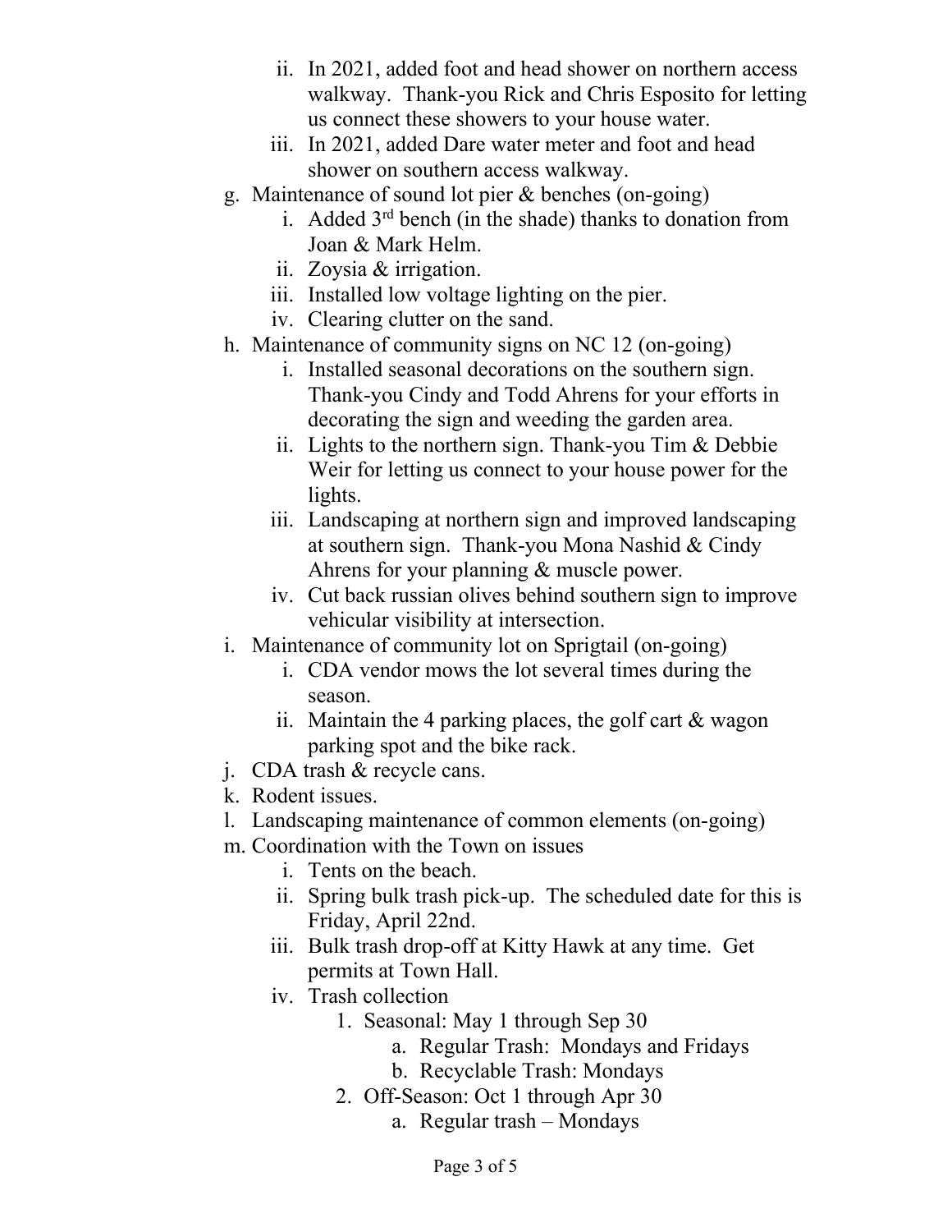ii. In 2021, added foot and head shower on northern access walkway. Thank-you Rick and Chris Esposito for letting us connect these showers to your house water.
   iii. In 2021, added Dare water meter and foot and head shower on southern access walkway.

g. Maintenance of sound lot pier & benches (on-going)
   i. Added 3rd bench (in the shade) thanks to donation from Joan & Mark Helm.
   ii. Zoysia & irrigation.
   iii. Installed low voltage lighting on the pier.
   iv. Clearing clutter on the sand.

h. Maintenance of community signs on NC 12 (on-going)
   i. Installed seasonal decorations on the southern sign. Thank-you Cindy and Todd Ahrens for your efforts in decorating the sign and weeding the garden area.
   ii. Lights to the northern sign. Thank-you Tim & Debbie Weir for letting us connect to your house power for the lights.
   iii. Landscaping at northern sign and improved landscaping at southern sign. Thank-you Mona Nashid & Cindy Ahrens for your planning & muscle power.
   iv. Cut back russian olives behind southern sign to improve vehicular visibility at intersection.

i. Maintenance of community lot on Sprigtail (on-going)
   i. CDA vendor mows the lot several times during the season.
   ii. Maintain the 4 parking places, the golf cart & wagon parking spot and the bike rack.

j. CDA trash & recycle cans.

k. Rodent issues.

l. Landscaping maintenance of common elements (on-going)

m. Coordination with the Town on issues
   i. Tents on the beach.
   ii. Spring bulk trash pick-up. The scheduled date for this is Friday, April 22nd.
   iii. Bulk trash drop-off at Kitty Hawk at any time. Get permits at Town Hall.
   iv. Trash collection
      1. Seasonal: May 1 through Sep 30
         a. Regular Trash: Mondays and Fridays
         b. Recyclable Trash: Mondays
      2. Off-Season: Oct 1 through Apr 30
         a. Regular trash – Mondays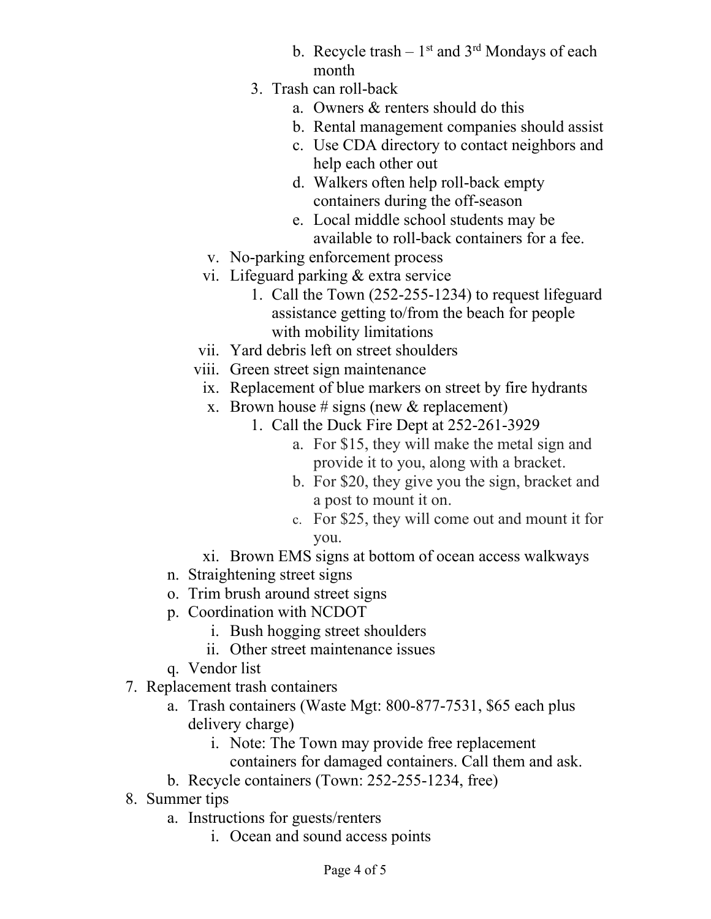b. Recycle trash – 1st and 3rd Mondays of each month

3. Trash can roll-back
   a. Owners & renters should do this
   b. Rental management companies should assist
   c. Use CDA directory to contact neighbors and help each other out
   d. Walkers often help roll-back empty containers during the off-season
   e. Local middle school students may be available to roll-back containers for a fee.

v. No-parking enforcement process

vi. Lifeguard parking & extra service
   1. Call the Town (252-255-1234) to request lifeguard assistance getting to/from the beach for people with mobility limitations

vii. Yard debris left on street shoulders

viii. Green street sign maintenance

ix. Replacement of blue markers on street by fire hydrants

x. Brown house # signs (new & replacement)
   1. Call the Duck Fire Dept at 252-261-3929
      a. For $15, they will make the metal sign and provide it to you, along with a bracket.
      b. For $20, they give you the sign, bracket and a post to mount it on.
      c. For $25, they will come out and mount it for you.

xi. Brown EMS signs at bottom of ocean access walkways

n. Straightening street signs

o. Trim brush around street signs

p. Coordination with NCDOT
   i. Bush hogging street shoulders
   ii. Other street maintenance issues

q. Vendor list

7. Replacement trash containers
   a. Trash containers (Waste Mgt: 800-877-7531, $65 each plus delivery charge)
      i. Note: The Town may provide free replacement containers for damaged containers. Call them and ask.
   b. Recycle containers (Town: 252-255-1234, free)

8. Summer tips
   a. Instructions for guests/renters
      i. Ocean and sound access points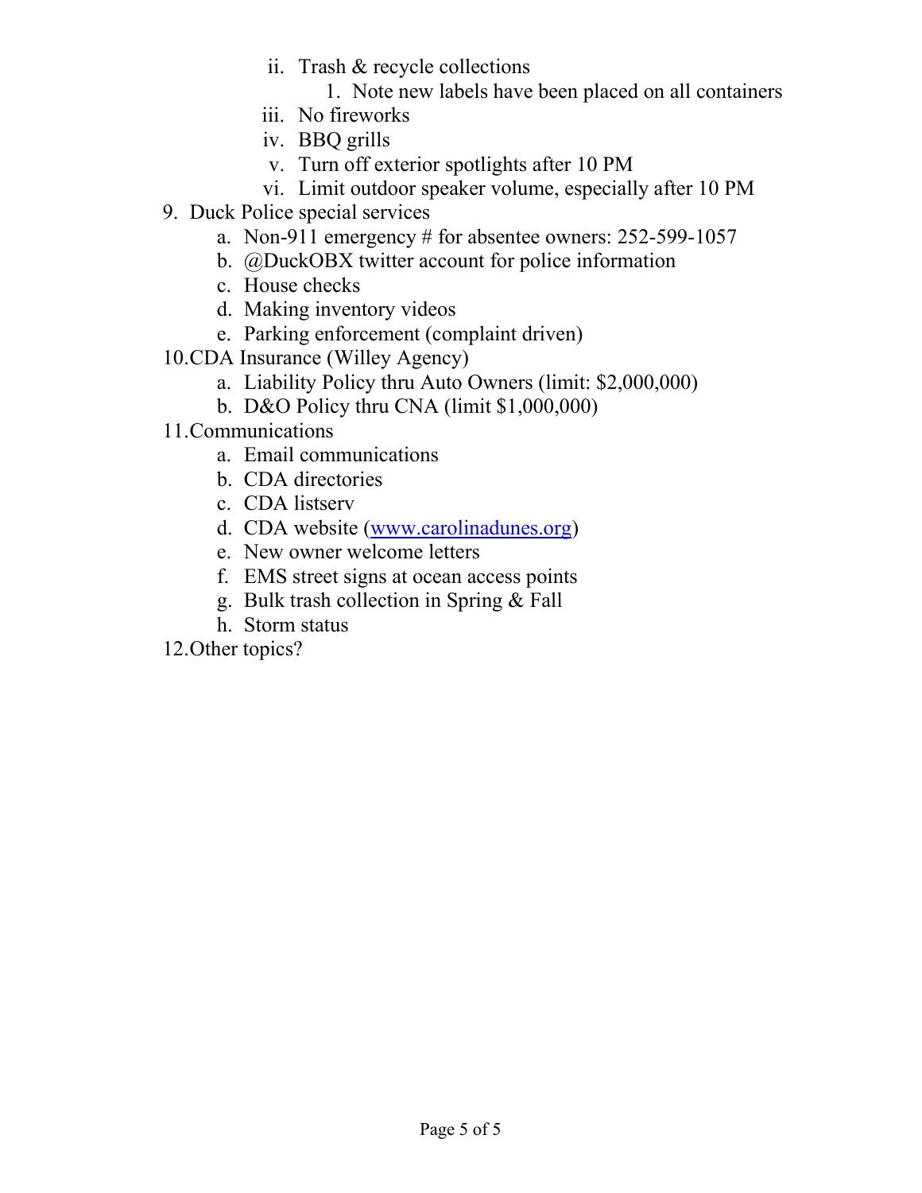ii. Trash & recycle collections
      1. Note new labels have been placed on all containers
   iii. No fireworks
   iv. BBQ grills
   v. Turn off exterior spotlights after 10 PM
   vi. Limit outdoor speaker volume, especially after 10 PM

9. Duck Police special services
   a. Non-911 emergency # for absentee owners: 252-599-1057
   b. @DuckOBX twitter account for police information
   c. House checks
   d. Making inventory videos
   e. Parking enforcement (complaint driven)
10. CDA Insurance (Willey Agency)
    a. Liability Policy thru Auto Owners (limit: $2,000,000)
    b. D&O Policy thru CNA (limit $1,000,000)
11. Communications
    a. Email communications
    b. CDA directories
    c. CDA listserv
    d. CDA website ([www.carolinadunes.org](http://www.carolinadunes.org))
    e. New owner welcome letters
    f. EMS street signs at ocean access points
    g. Bulk trash collection in Spring & Fall
    h. Storm status
12. Other topics?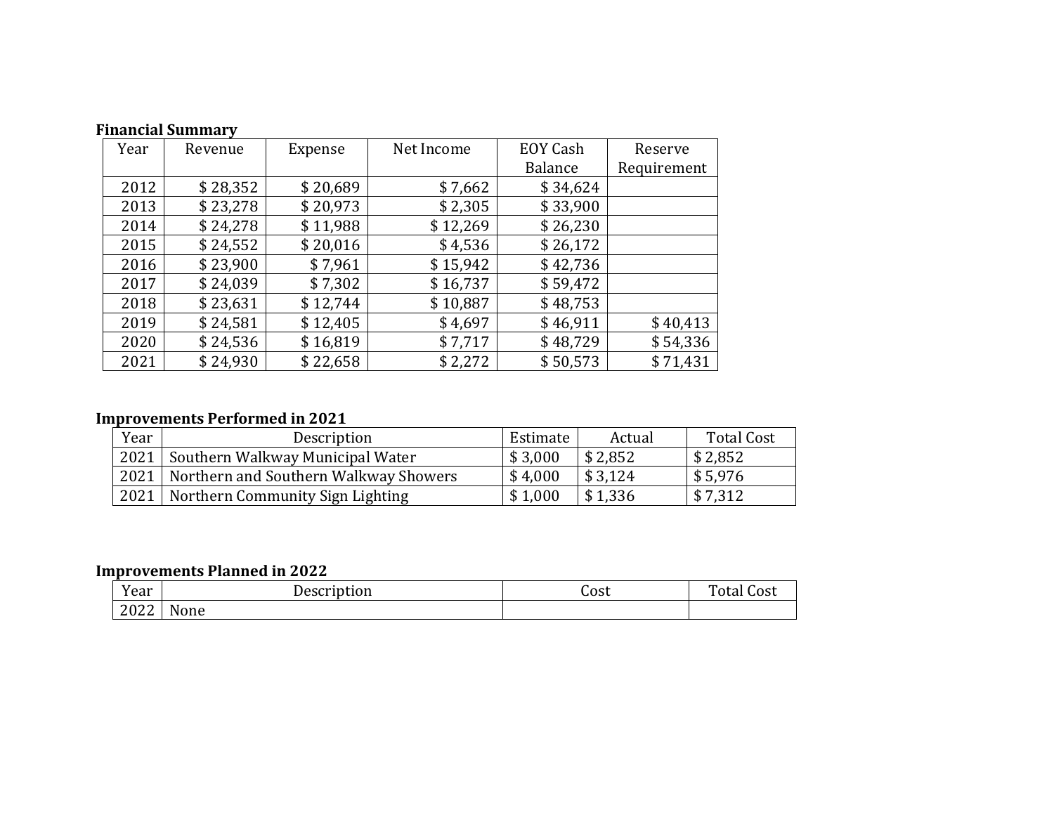**Financial Summary**

| Year | Revenue | Expense | Net Income | EOY Cash Balance | Reserve Requirement |
|---|---|---|---|---|---|
| 2012 | $ 28,352 | $ 20,689 | $ 7,662 | $ 34,624 | |
| 2013 | $ 23,278 | $ 20,973 | $ 2,305 | $ 33,900 | |
| 2014 | $ 24,278 | $ 11,988 | $ 12,269 | $ 26,230 | |
| 2015 | $ 24,552 | $ 20,016 | $ 4,536 | $ 26,172 | |
| 2016 | $ 23,900 | $ 7,961 | $ 15,942 | $ 42,736 | |
| 2017 | $ 24,039 | $ 7,302 | $ 16,737 | $ 59,472 | |
| 2018 | $ 23,631 | $ 12,744 | $ 10,887 | $ 48,753 | |
| 2019 | $ 24,581 | $ 12,405 | $ 4,697 | $ 46,911 | $ 40,413 |
| 2020 | $ 24,536 | $ 16,819 | $ 7,717 | $ 48,729 | $ 54,336 |
| 2021 | $ 24,930 | $ 22,658 | $ 2,272 | $ 50,573 | $ 71,431 |

**Improvements Performed in 2021**

| Year | Description | Estimate | Actual | Total Cost |
|---|---|---|---|---|
| 2021 | Southern Walkway Municipal Water | $ 3,000 | $ 2,852 | $ 2,852 |
| 2021 | Northern and Southern Walkway Showers | $ 4,000 | $ 3,124 | $ 5,976 |
| 2021 | Northern Community Sign Lighting | $ 1,000 | $ 1,336 | $ 7,312 |

**Improvements Planned in 2022**

| Year | Description | Cost | Total Cost |
|---|---|---|---|
| 2022 | None | | |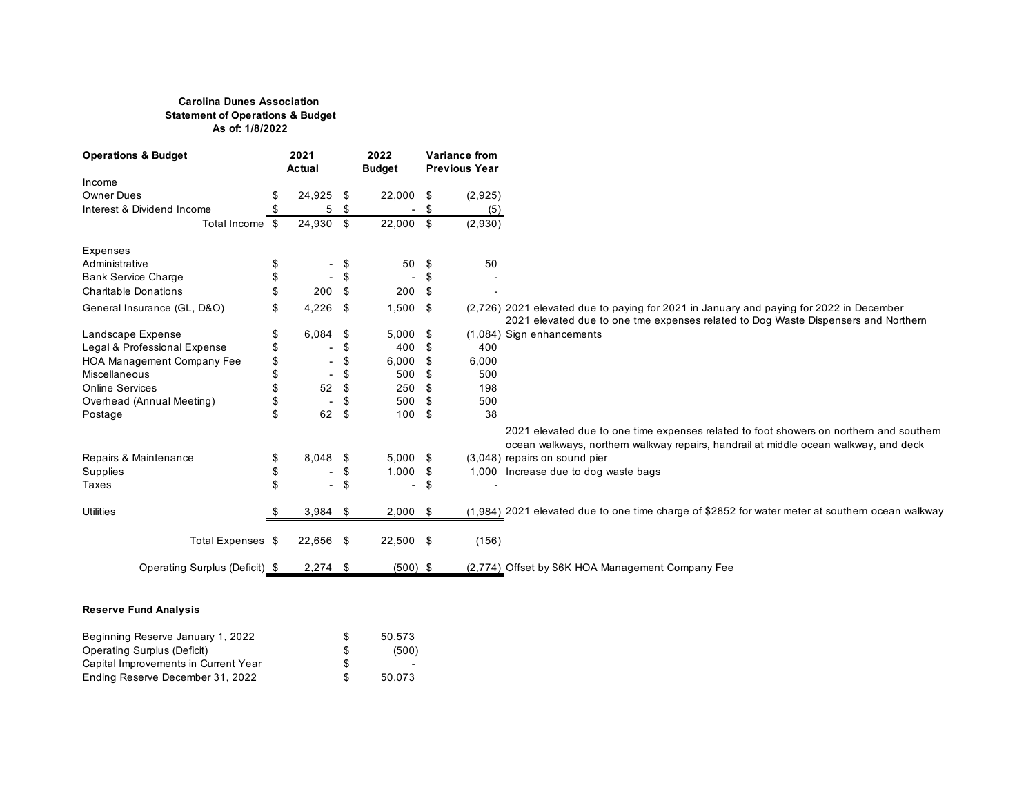**Carolina Dunes Association**
**Statement of Operations & Budget**
**As of: 1/8/2022**

| **Operations & Budget** | **2021 Actual** | **2022 Budget** | **Variance from Previous Year** | |
|---|---|---|---|---|
| Income | | | | |
| Owner Dues | $ 24,925 | $ 22,000 | $ (2,925) | |
| Interest & Dividend Income | $ 5 | $ - | $ (5) | |
| Total Income | $ 24,930 | $ 22,000 | $ (2,930) | |
| | | | | |
| Expenses | | | | |
| Administrative | $ - | $ 50 | $ 50 | |
| Bank Service Charge | $ - | $ - | $ - | |
| Charitable Donations | $ 200 | $ 200 | $ - | |
| General Insurance (GL, D&O) | $ 4,226 | $ 1,500 | $ (2,726) | 2021 elevated due to paying for 2021 in January and paying for 2022 in December |
| Landscape Expense | $ 6,084 | $ 5,000 | $ (1,084) | 2021 elevated due to one tme expenses related to Dog Waste Dispensers and Northern Sign enhancements |
| Legal & Professional Expense | $ - | $ 400 | $ 400 | |
| HOA Management Company Fee | $ - | $ 6,000 | $ 6,000 | |
| Miscellaneous | $ - | $ 500 | $ 500 | |
| Online Services | $ 52 | $ 250 | $ 198 | |
| Overhead (Annual Meeting) | $ - | $ 500 | $ 500 | |
| Postage | $ 62 | $ 100 | $ 38 | |
| Repairs & Maintenance | $ 8,048 | $ 5,000 | $ (3,048) | 2021 elevated due to one time expenses related to foot showers on northern and southern ocean walkways, northern walkway repairs, handrail at middle ocean walkway, and deck repairs on sound pier |
| Supplies | $ - | $ 1,000 | $ 1,000 | Increase due to dog waste bags |
| Taxes | $ - | $ - | $ - | |
| Utilities | $ 3,984 | $ 2,000 | $ (1,984) | 2021 elevated due to one time charge of $2852 for water meter at southern ocean walkway |
| | | | | |
| Total Expenses | $ 22,656 | $ 22,500 | $ (156) | |
| | | | | |
| Operating Surplus (Deficit) | $ 2,274 | $ (500) | $ (2,774) | Offset by $6K HOA Management Company Fee |

**Reserve Fund Analysis**

| | |
|---|---|
| Beginning Reserve January 1, 2022 | $ 50,573 |
| Operating Surplus (Deficit) | $ (500) |
| Capital Improvements in Current Year | $ - |
| Ending Reserve December 31, 2022 | $ 50,073 |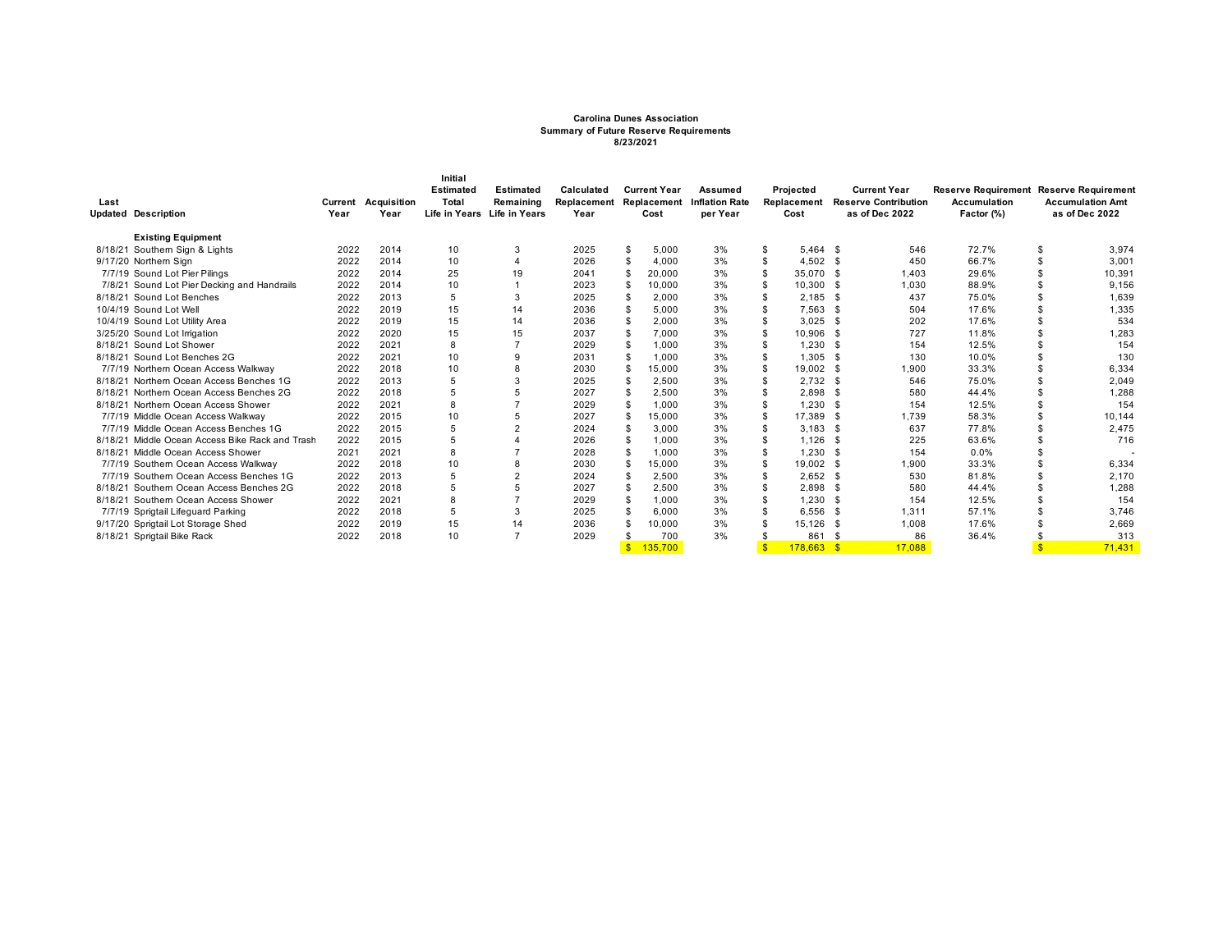**Carolina Dunes Association**
**Summary of Future Reserve Requirements**
**8/23/2021**

| Last Updated | Description | Current Year | Acquisition Year | Initial Estimated Total Life in Years | Estimated Remaining Life in Years | Calculated Replacement Year | Current Year Replacement Cost | Assumed Inflation Rate per Year | Projected Replacement Cost | Current Year Reserve Contribution as of Dec 2022 | Reserve Requirement Accumulation Factor (%) | Reserve Requirement Accumulation Amt as of Dec 2022 |
|---|---|---|---|---|---|---|---|---|---|---|---|---|
| | **Existing Equipment** | | | | | | | | | | | |
| 8/18/21 | Southern Sign & Lights | 2022 | 2014 | 10 | 3 | 2025 | $ 5,000 | 3% | $ 5,464 | $ 546 | 72.7% | $ 3,974 |
| 9/17/20 | Northern Sign | 2022 | 2014 | 10 | 4 | 2026 | $ 4,000 | 3% | $ 4,502 | $ 450 | 66.7% | $ 3,001 |
| 7/7/19 | Sound Lot Pier Pilings | 2022 | 2014 | 25 | 19 | 2041 | $ 20,000 | 3% | $ 35,070 | $ 1,403 | 29.6% | $ 10,391 |
| 7/8/21 | Sound Lot Pier Decking and Handrails | 2022 | 2014 | 10 | 1 | 2023 | $ 10,000 | 3% | $ 10,300 | $ 1,030 | 88.9% | $ 9,156 |
| 8/18/21 | Sound Lot Benches | 2022 | 2013 | 5 | 3 | 2025 | $ 2,000 | 3% | $ 2,185 | $ 437 | 75.0% | $ 1,639 |
| 10/4/19 | Sound Lot Well | 2022 | 2019 | 15 | 14 | 2036 | $ 5,000 | 3% | $ 7,563 | $ 504 | 17.6% | $ 1,335 |
| 10/4/19 | Sound Lot Utility Area | 2022 | 2019 | 15 | 14 | 2036 | $ 2,000 | 3% | $ 3,025 | $ 202 | 17.6% | $ 534 |
| 3/25/20 | Sound Lot Irrigation | 2022 | 2020 | 15 | 15 | 2037 | $ 7,000 | 3% | $ 10,906 | $ 727 | 11.8% | $ 1,283 |
| 8/18/21 | Sound Lot Shower | 2022 | 2021 | 8 | 7 | 2029 | $ 1,000 | 3% | $ 1,230 | $ 154 | 12.5% | $ 154 |
| 8/18/21 | Sound Lot Benches 2G | 2022 | 2021 | 10 | 9 | 2031 | $ 1,000 | 3% | $ 1,305 | $ 130 | 10.0% | $ 130 |
| 7/7/19 | Northern Ocean Access Walkway | 2022 | 2018 | 10 | 8 | 2030 | $ 15,000 | 3% | $ 19,002 | $ 1,900 | 33.3% | $ 6,334 |
| 8/18/21 | Northern Ocean Access Benches 1G | 2022 | 2013 | 5 | 3 | 2025 | $ 2,500 | 3% | $ 2,732 | $ 546 | 75.0% | $ 2,049 |
| 8/18/21 | Northern Ocean Access Benches 2G | 2022 | 2018 | 5 | 5 | 2027 | $ 2,500 | 3% | $ 2,898 | $ 580 | 44.4% | $ 1,288 |
| 8/18/21 | Northern Ocean Access Shower | 2022 | 2021 | 8 | 7 | 2029 | $ 1,000 | 3% | $ 1,230 | $ 154 | 12.5% | $ 154 |
| 7/7/19 | Middle Ocean Access Walkway | 2022 | 2015 | 10 | 5 | 2027 | $ 15,000 | 3% | $ 17,389 | $ 1,739 | 58.3% | $ 10,144 |
| 7/7/19 | Middle Ocean Access Benches 1G | 2022 | 2015 | 5 | 2 | 2024 | $ 3,000 | 3% | $ 3,183 | $ 637 | 77.8% | $ 2,475 |
| 8/18/21 | Middle Ocean Access Bike Rack and Trash | 2022 | 2015 | 5 | 4 | 2026 | $ 1,000 | 3% | $ 1,126 | $ 225 | 63.6% | $ 716 |
| 8/18/21 | Middle Ocean Access Shower | 2021 | 2021 | 8 | 7 | 2028 | $ 1,000 | 3% | $ 1,230 | $ 154 | 0.0% | $ - |
| 7/7/19 | Southern Ocean Access Walkway | 2022 | 2018 | 10 | 8 | 2030 | $ 15,000 | 3% | $ 19,002 | $ 1,900 | 33.3% | $ 6,334 |
| 7/7/19 | Southern Ocean Access Benches 1G | 2022 | 2013 | 5 | 2 | 2024 | $ 2,500 | 3% | $ 2,652 | $ 530 | 81.8% | $ 2,170 |
| 8/18/21 | Southern Ocean Access Benches 2G | 2022 | 2018 | 5 | 5 | 2027 | $ 2,500 | 3% | $ 2,898 | $ 580 | 44.4% | $ 1,288 |
| 8/18/21 | Southern Ocean Access Shower | 2022 | 2021 | 8 | 7 | 2029 | $ 1,000 | 3% | $ 1,230 | $ 154 | 12.5% | $ 154 |
| 7/7/19 | Sprigtail Lifeguard Parking | 2022 | 2018 | 5 | 3 | 2025 | $ 6,000 | 3% | $ 6,556 | $ 1,311 | 57.1% | $ 3,746 |
| 9/17/20 | Sprigtail Lot Storage Shed | 2022 | 2019 | 15 | 14 | 2036 | $ 10,000 | 3% | $ 15,126 | $ 1,008 | 17.6% | $ 2,669 |
| 8/18/21 | Sprigtail Bike Rack | 2022 | 2018 | 10 | 7 | 2029 | $ 700 | 3% | $ 861 | $ 86 | 36.4% | $ 313 |
| | | | | | | | $ 135,700 | | $ 178,663 | $ 17,088 | | $ 71,431 |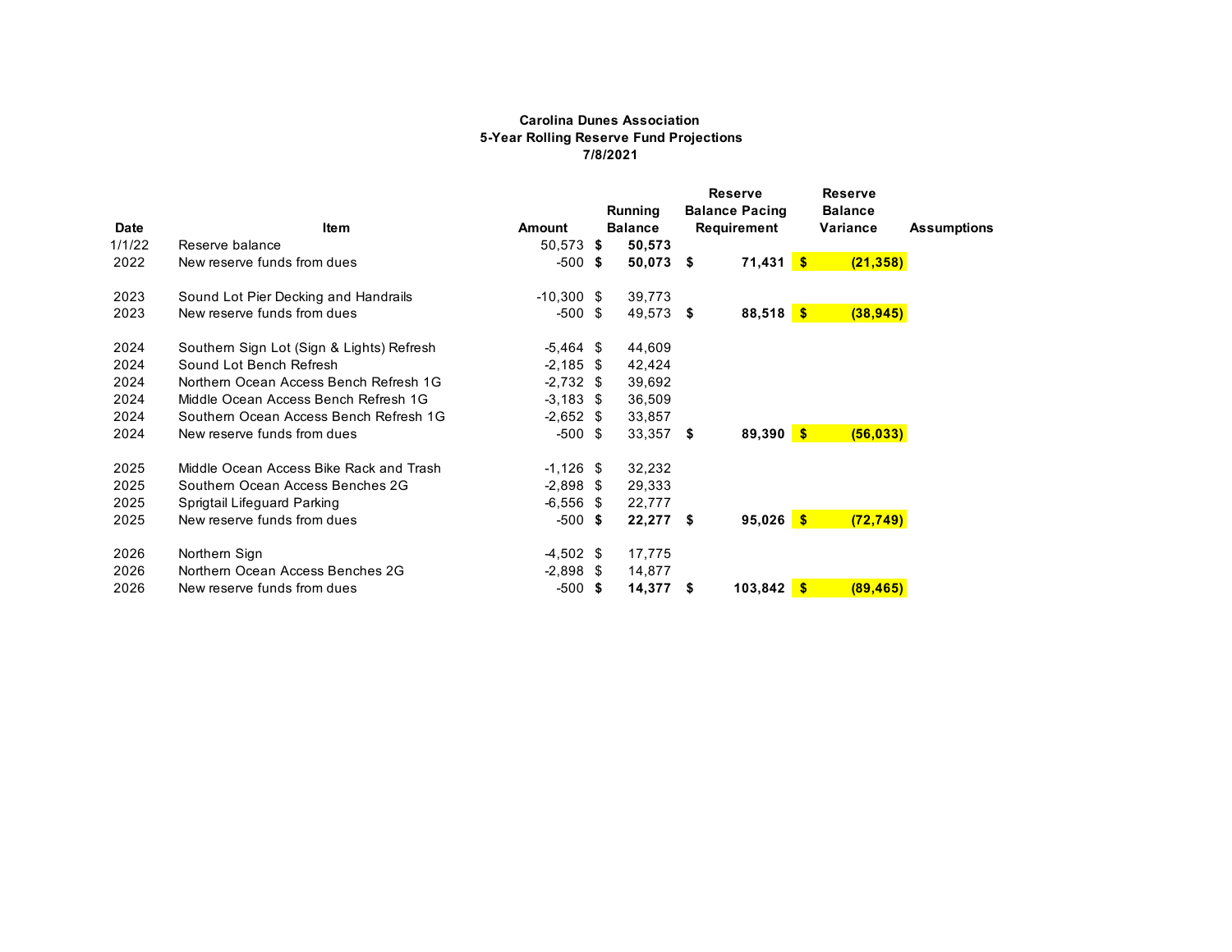**Carolina Dunes Association**
**5-Year Rolling Reserve Fund Projections**
**7/8/2021**

| Date | Item | Amount | Running Balance | Reserve Balance Pacing Requirement | Reserve Balance Variance | Assumptions |
|---|---|---|---|---|---|---|
| 1/1/22 | Reserve balance | 50,573 | **$ 50,573** | | | |
| 2022 | New reserve funds from dues | -500 | **$ 50,073** | **$ 71,431** | **$ (21,358)** | |
| | | | | | | |
| 2023 | Sound Lot Pier Decking and Handrails | -10,300 | $ 39,773 | | | |
| 2023 | New reserve funds from dues | -500 | $ 49,573 | **$ 88,518** | **$ (38,945)** | |
| | | | | | | |
| 2024 | Southern Sign Lot (Sign & Lights) Refresh | -5,464 | $ 44,609 | | | |
| 2024 | Sound Lot Bench Refresh | -2,185 | $ 42,424 | | | |
| 2024 | Northern Ocean Access Bench Refresh 1G | -2,732 | $ 39,692 | | | |
| 2024 | Middle Ocean Access Bench Refresh 1G | -3,183 | $ 36,509 | | | |
| 2024 | Southern Ocean Access Bench Refresh 1G | -2,652 | $ 33,857 | | | |
| 2024 | New reserve funds from dues | -500 | $ 33,357 | **$ 89,390** | **$ (56,033)** | |
| | | | | | | |
| 2025 | Middle Ocean Access Bike Rack and Trash | -1,126 | $ 32,232 | | | |
| 2025 | Southern Ocean Access Benches 2G | -2,898 | $ 29,333 | | | |
| 2025 | Sprigtail Lifeguard Parking | -6,556 | $ 22,777 | | | |
| 2025 | New reserve funds from dues | -500 | **$ 22,277** | **$ 95,026** | **$ (72,749)** | |
| | | | | | | |
| 2026 | Northern Sign | -4,502 | $ 17,775 | | | |
| 2026 | Northern Ocean Access Benches 2G | -2,898 | $ 14,877 | | | |
| 2026 | New reserve funds from dues | -500 | **$ 14,377** | **$ 103,842** | **$ (89,465)** | |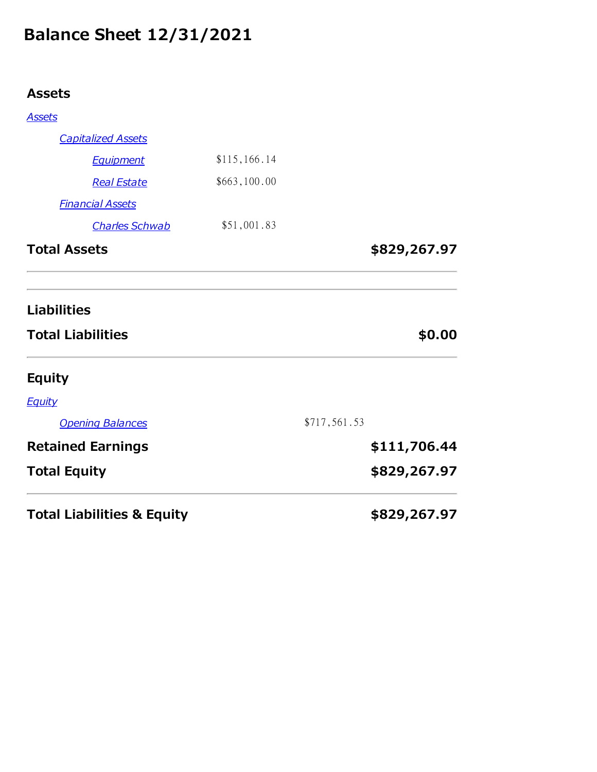# Balance Sheet 12/31/2021

## Assets

| | | |
|---|---|---|
| *Assets* | | |
| *Capitalized Assets* | | |
| *Equipment* | $115,166.14 | |
| *Real Estate* | $663,100.00 | |
| *Financial Assets* | | |
| *Charles Schwab* | $51,001.83 | |
| **Total Assets** | | **$829,267.97** |

## Liabilities

| | | |
|---|---|---|
| **Total Liabilities** | | **$0.00** |

## Equity

| | | |
|---|---|---|
| *Equity* | | |
| *Opening Balances* | $717,561.53 | |
| **Retained Earnings** | | **$111,706.44** |
| **Total Equity** | | **$829,267.97** |
| **Total Liabilities & Equity** | | **$829,267.97** |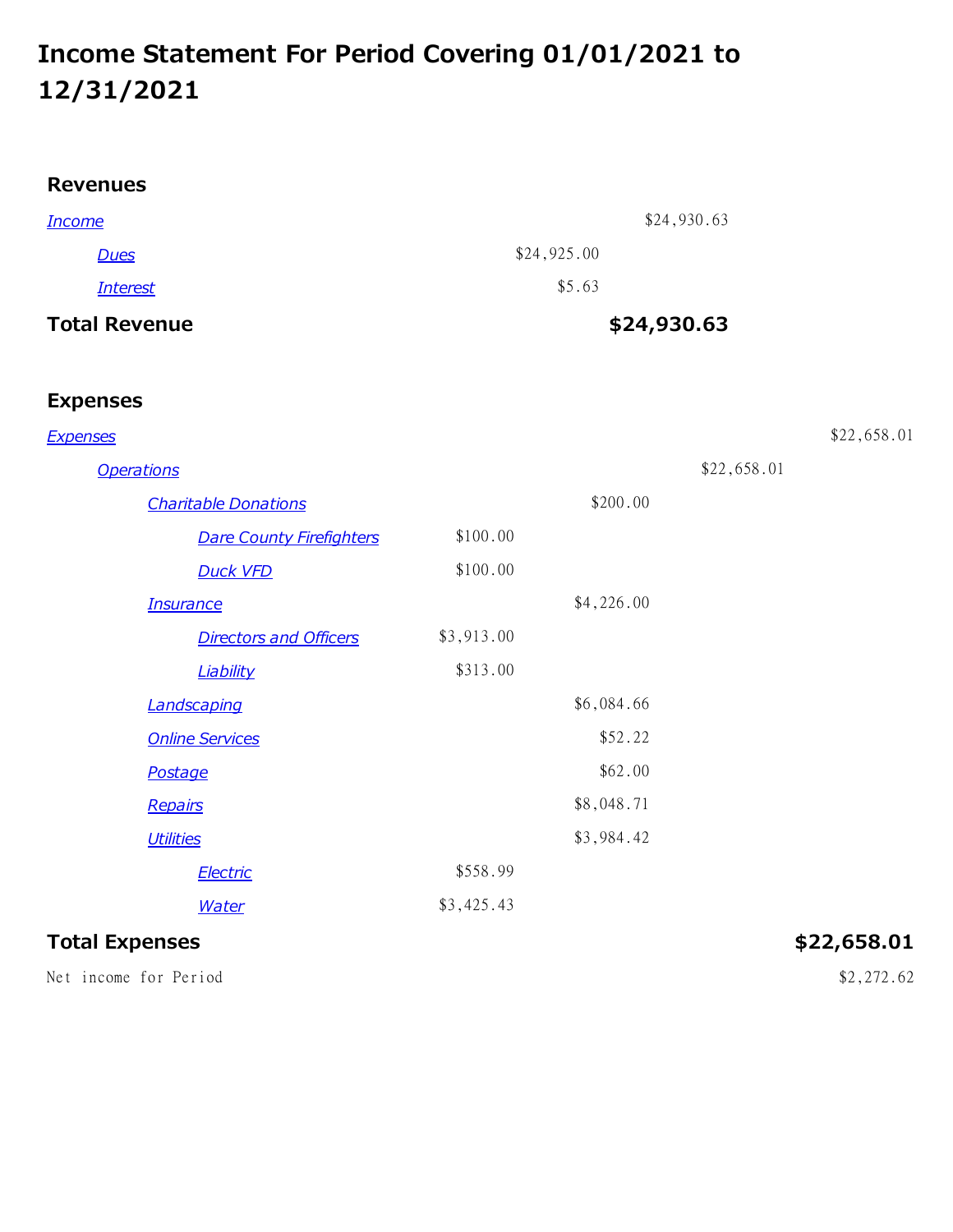# Income Statement For Period Covering 01/01/2021 to 12/31/2021

## Revenues

| | | | | |
|---|---|---|---|---|
| *Income* | | | $24,930.63 | |
| *Dues* | | $24,925.00 | | |
| *Interest* | | $5.63 | | |
| **Total Revenue** | | | **$24,930.63** | |

## Expenses

| | | | | |
|---|---|---|---|---|
| *Expenses* | | | | $22,658.01 |
| *Operations* | | | $22,658.01 | |
| *Charitable Donations* | | $200.00 | | |
| *Dare County Firefighters* | $100.00 | | | |
| *Duck VFD* | $100.00 | | | |
| *Insurance* | | $4,226.00 | | |
| *Directors and Officers* | $3,913.00 | | | |
| *Liability* | $313.00 | | | |
| *Landscaping* | | $6,084.66 | | |
| *Online Services* | | $52.22 | | |
| *Postage* | | $62.00 | | |
| *Repairs* | | $8,048.71 | | |
| *Utilities* | | $3,984.42 | | |
| *Electric* | $558.99 | | | |
| *Water* | $3,425.43 | | | |
| **Total Expenses** | | | | **$22,658.01** |
| Net income for Period | | | | $2,272.62 |